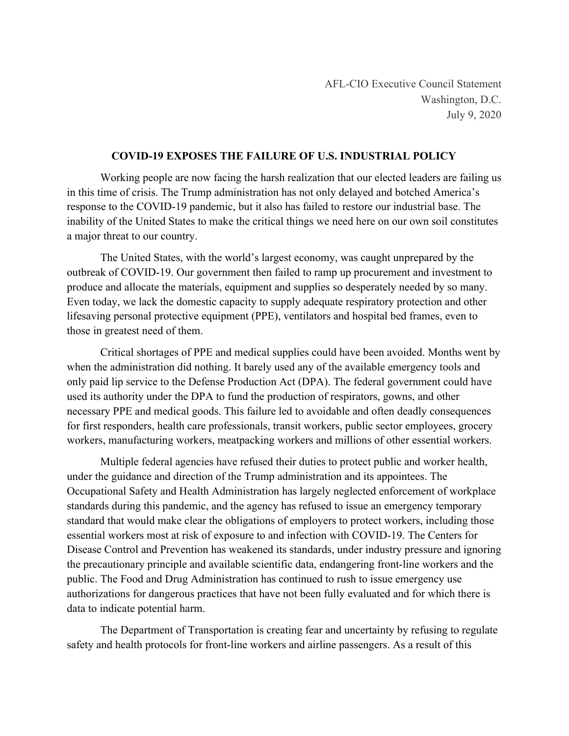AFL-CIO Executive Council Statement
Washington, D.C.
July 9, 2020

# COVID-19 EXPOSES THE FAILURE OF U.S. INDUSTRIAL POLICY

Working people are now facing the harsh realization that our elected leaders are failing us in this time of crisis. The Trump administration has not only delayed and botched America's response to the COVID-19 pandemic, but it also has failed to restore our industrial base. The inability of the United States to make the critical things we need here on our own soil constitutes a major threat to our country.

The United States, with the world's largest economy, was caught unprepared by the outbreak of COVID-19. Our government then failed to ramp up procurement and investment to produce and allocate the materials, equipment and supplies so desperately needed by so many. Even today, we lack the domestic capacity to supply adequate respiratory protection and other lifesaving personal protective equipment (PPE), ventilators and hospital bed frames, even to those in greatest need of them.

Critical shortages of PPE and medical supplies could have been avoided. Months went by when the administration did nothing. It barely used any of the available emergency tools and only paid lip service to the Defense Production Act (DPA). The federal government could have used its authority under the DPA to fund the production of respirators, gowns, and other necessary PPE and medical goods. This failure led to avoidable and often deadly consequences for first responders, health care professionals, transit workers, public sector employees, grocery workers, manufacturing workers, meatpacking workers and millions of other essential workers.

Multiple federal agencies have refused their duties to protect public and worker health, under the guidance and direction of the Trump administration and its appointees. The Occupational Safety and Health Administration has largely neglected enforcement of workplace standards during this pandemic, and the agency has refused to issue an emergency temporary standard that would make clear the obligations of employers to protect workers, including those essential workers most at risk of exposure to and infection with COVID-19. The Centers for Disease Control and Prevention has weakened its standards, under industry pressure and ignoring the precautionary principle and available scientific data, endangering front-line workers and the public. The Food and Drug Administration has continued to rush to issue emergency use authorizations for dangerous practices that have not been fully evaluated and for which there is data to indicate potential harm.

The Department of Transportation is creating fear and uncertainty by refusing to regulate safety and health protocols for front-line workers and airline passengers. As a result of this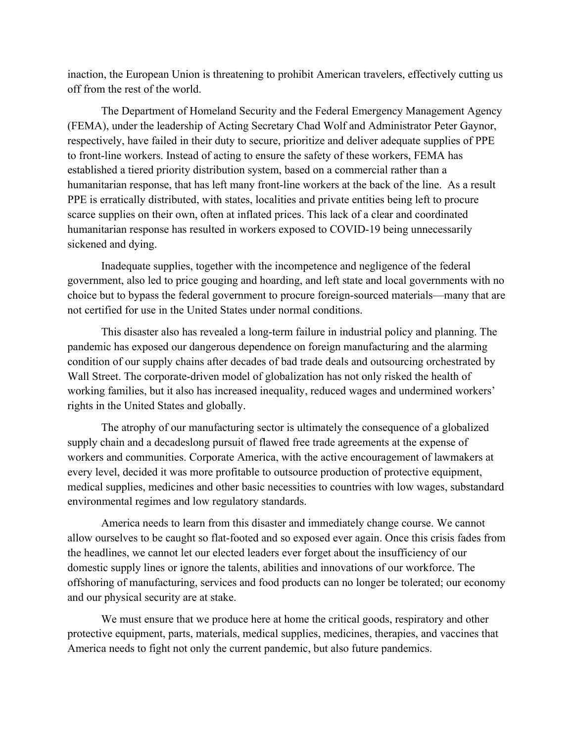inaction, the European Union is threatening to prohibit American travelers, effectively cutting us off from the rest of the world.

The Department of Homeland Security and the Federal Emergency Management Agency (FEMA), under the leadership of Acting Secretary Chad Wolf and Administrator Peter Gaynor, respectively, have failed in their duty to secure, prioritize and deliver adequate supplies of PPE to front-line workers. Instead of acting to ensure the safety of these workers, FEMA has established a tiered priority distribution system, based on a commercial rather than a humanitarian response, that has left many front-line workers at the back of the line. As a result PPE is erratically distributed, with states, localities and private entities being left to procure scarce supplies on their own, often at inflated prices. This lack of a clear and coordinated humanitarian response has resulted in workers exposed to COVID-19 being unnecessarily sickened and dying.

Inadequate supplies, together with the incompetence and negligence of the federal government, also led to price gouging and hoarding, and left state and local governments with no choice but to bypass the federal government to procure foreign-sourced materials—many that are not certified for use in the United States under normal conditions.

This disaster also has revealed a long-term failure in industrial policy and planning. The pandemic has exposed our dangerous dependence on foreign manufacturing and the alarming condition of our supply chains after decades of bad trade deals and outsourcing orchestrated by Wall Street. The corporate-driven model of globalization has not only risked the health of working families, but it also has increased inequality, reduced wages and undermined workers' rights in the United States and globally.

The atrophy of our manufacturing sector is ultimately the consequence of a globalized supply chain and a decadeslong pursuit of flawed free trade agreements at the expense of workers and communities. Corporate America, with the active encouragement of lawmakers at every level, decided it was more profitable to outsource production of protective equipment, medical supplies, medicines and other basic necessities to countries with low wages, substandard environmental regimes and low regulatory standards.

America needs to learn from this disaster and immediately change course. We cannot allow ourselves to be caught so flat-footed and so exposed ever again. Once this crisis fades from the headlines, we cannot let our elected leaders ever forget about the insufficiency of our domestic supply lines or ignore the talents, abilities and innovations of our workforce. The offshoring of manufacturing, services and food products can no longer be tolerated; our economy and our physical security are at stake.

We must ensure that we produce here at home the critical goods, respiratory and other protective equipment, parts, materials, medical supplies, medicines, therapies, and vaccines that America needs to fight not only the current pandemic, but also future pandemics.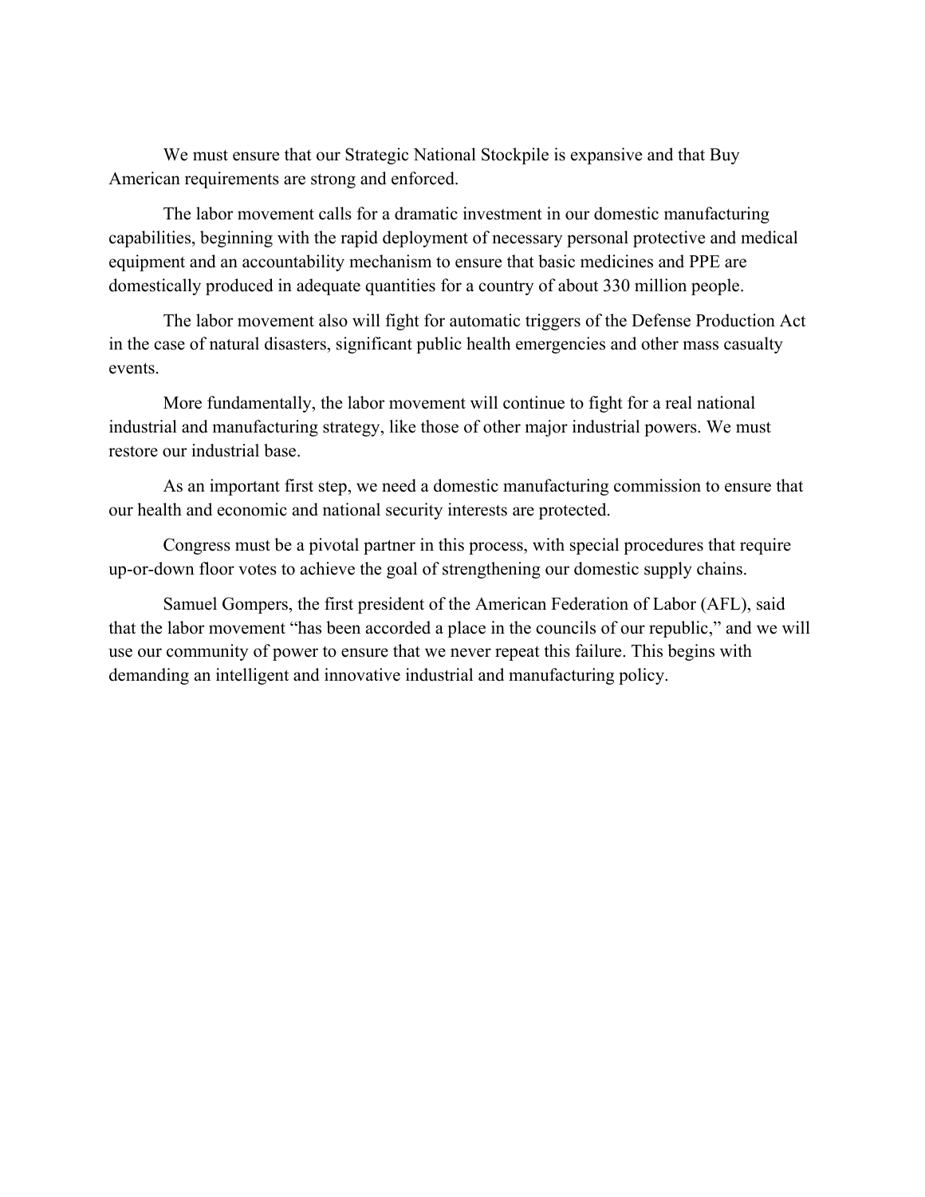We must ensure that our Strategic National Stockpile is expansive and that Buy American requirements are strong and enforced.

The labor movement calls for a dramatic investment in our domestic manufacturing capabilities, beginning with the rapid deployment of necessary personal protective and medical equipment and an accountability mechanism to ensure that basic medicines and PPE are domestically produced in adequate quantities for a country of about 330 million people.

The labor movement also will fight for automatic triggers of the Defense Production Act in the case of natural disasters, significant public health emergencies and other mass casualty events.

More fundamentally, the labor movement will continue to fight for a real national industrial and manufacturing strategy, like those of other major industrial powers. We must restore our industrial base.

As an important first step, we need a domestic manufacturing commission to ensure that our health and economic and national security interests are protected.

Congress must be a pivotal partner in this process, with special procedures that require up-or-down floor votes to achieve the goal of strengthening our domestic supply chains.

Samuel Gompers, the first president of the American Federation of Labor (AFL), said that the labor movement "has been accorded a place in the councils of our republic," and we will use our community of power to ensure that we never repeat this failure. This begins with demanding an intelligent and innovative industrial and manufacturing policy.